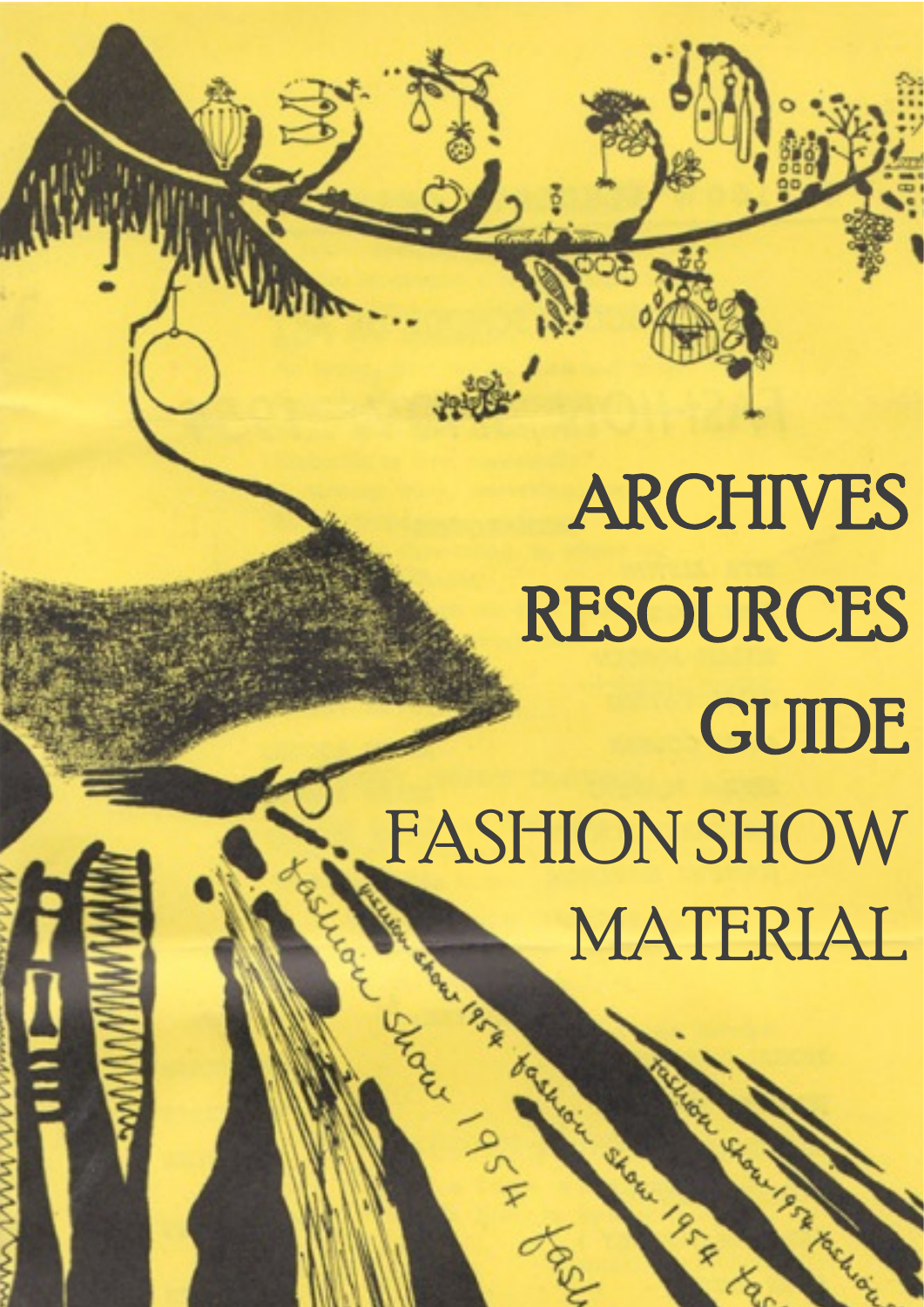# ARCHIVES RESOURCES GUIDE

## FASHION SHOW MATERIAL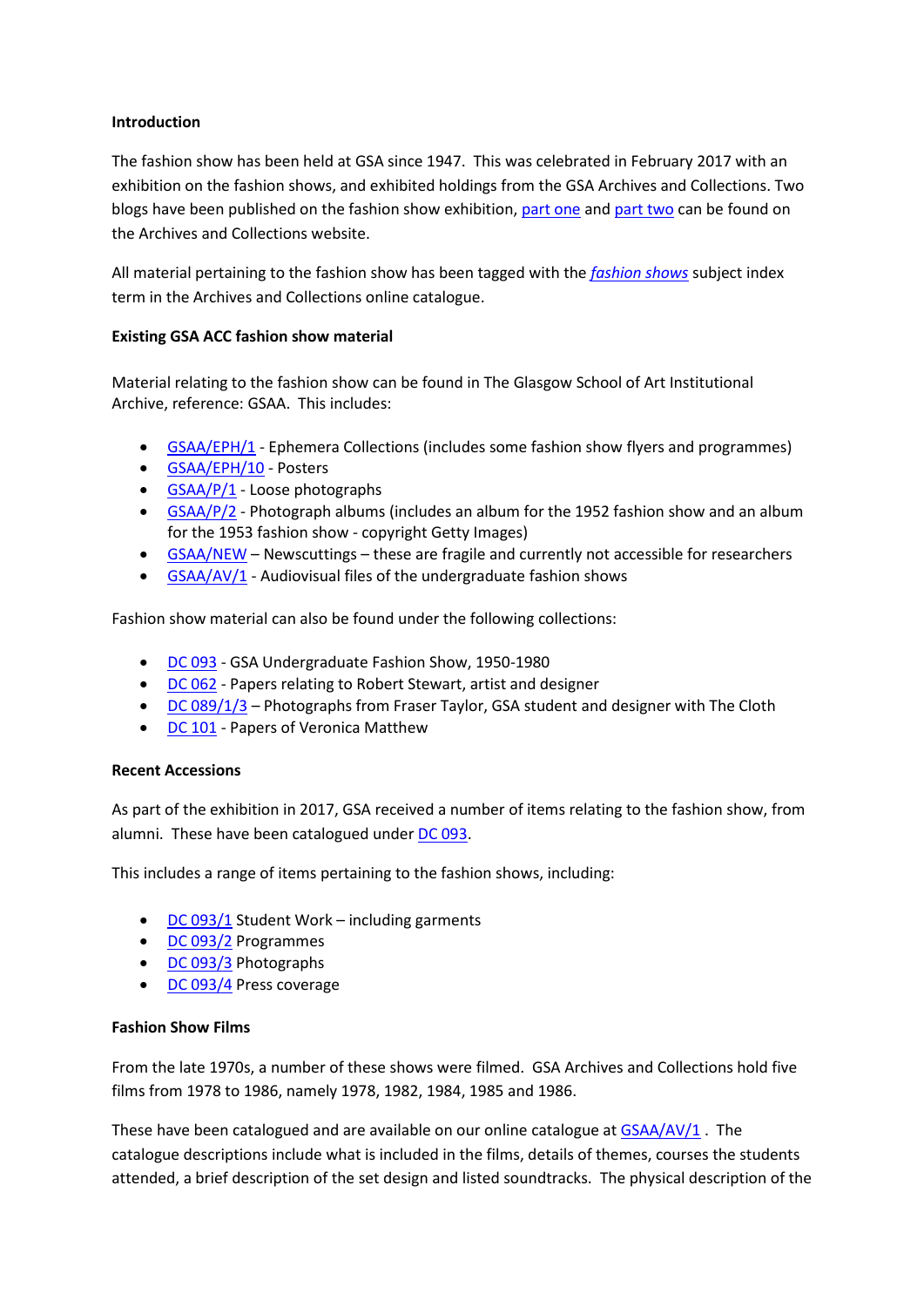**Introduction**

The fashion show has been held at GSA since 1947. This was celebrated in February 2017 with an exhibition on the fashion shows, and exhibited holdings from the GSA Archives and Collections. Two blogs have been published on the fashion show exhibition, part one and part two can be found on the Archives and Collections website.

All material pertaining to the fashion show has been tagged with the *fashion shows* subject index term in the Archives and Collections online catalogue.

**Existing GSA ACC fashion show material**

Material relating to the fashion show can be found in The Glasgow School of Art Institutional Archive, reference: GSAA. This includes:

- GSAA/EPH/1 - Ephemera Collections (includes some fashion show flyers and programmes)
- GSAA/EPH/10 - Posters
- GSAA/P/1 - Loose photographs
- GSAA/P/2 - Photograph albums (includes an album for the 1952 fashion show and an album for the 1953 fashion show - copyright Getty Images)
- GSAA/NEW – Newscuttings – these are fragile and currently not accessible for researchers
- GSAA/AV/1 - Audiovisual files of the undergraduate fashion shows

Fashion show material can also be found under the following collections:

- DC 093 - GSA Undergraduate Fashion Show, 1950-1980
- DC 062 - Papers relating to Robert Stewart, artist and designer
- DC 089/1/3 – Photographs from Fraser Taylor, GSA student and designer with The Cloth
- DC 101 - Papers of Veronica Matthew

**Recent Accessions**

As part of the exhibition in 2017, GSA received a number of items relating to the fashion show, from alumni. These have been catalogued under DC 093.

This includes a range of items pertaining to the fashion shows, including:

- DC 093/1 Student Work – including garments
- DC 093/2 Programmes
- DC 093/3 Photographs
- DC 093/4 Press coverage

**Fashion Show Films**

From the late 1970s, a number of these shows were filmed. GSA Archives and Collections hold five films from 1978 to 1986, namely 1978, 1982, 1984, 1985 and 1986.

These have been catalogued and are available on our online catalogue at GSAA/AV/1 . The catalogue descriptions include what is included in the films, details of themes, courses the students attended, a brief description of the set design and listed soundtracks. The physical description of the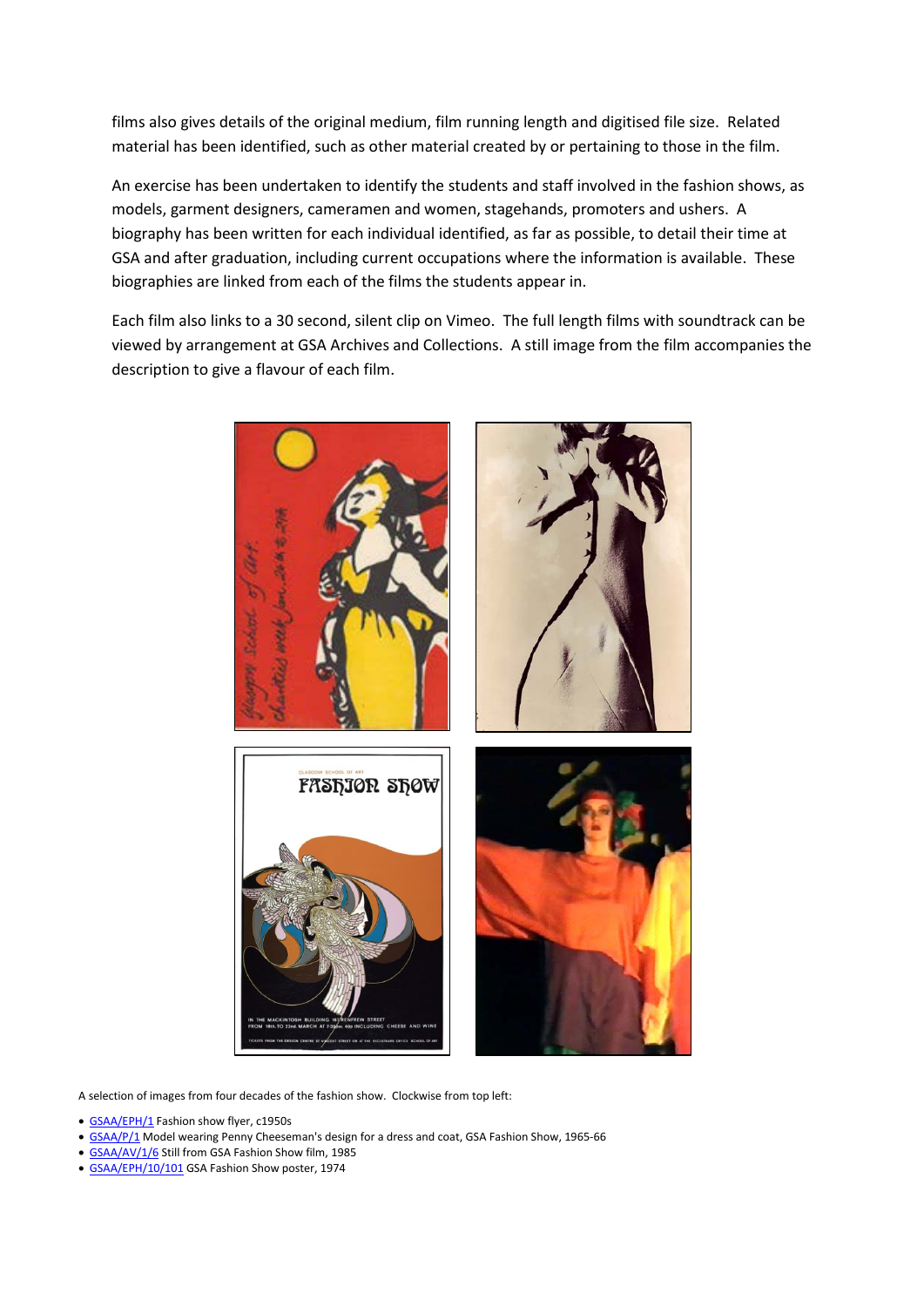films also gives details of the original medium, film running length and digitised file size. Related material has been identified, such as other material created by or pertaining to those in the film.

An exercise has been undertaken to identify the students and staff involved in the fashion shows, as models, garment designers, cameramen and women, stagehands, promoters and ushers. A biography has been written for each individual identified, as far as possible, to detail their time at GSA and after graduation, including current occupations where the information is available. These biographies are linked from each of the films the students appear in.

Each film also links to a 30 second, silent clip on Vimeo. The full length films with soundtrack can be viewed by arrangement at GSA Archives and Collections. A still image from the film accompanies the description to give a flavour of each film.

A selection of images from four decades of the fashion show. Clockwise from top left:

- GSAA/EPH/1 Fashion show flyer, c1950s
- GSAA/P/1 Model wearing Penny Cheeseman's design for a dress and coat, GSA Fashion Show, 1965-66
- GSAA/AV/1/6 Still from GSA Fashion Show film, 1985
- GSAA/EPH/10/101 GSA Fashion Show poster, 1974